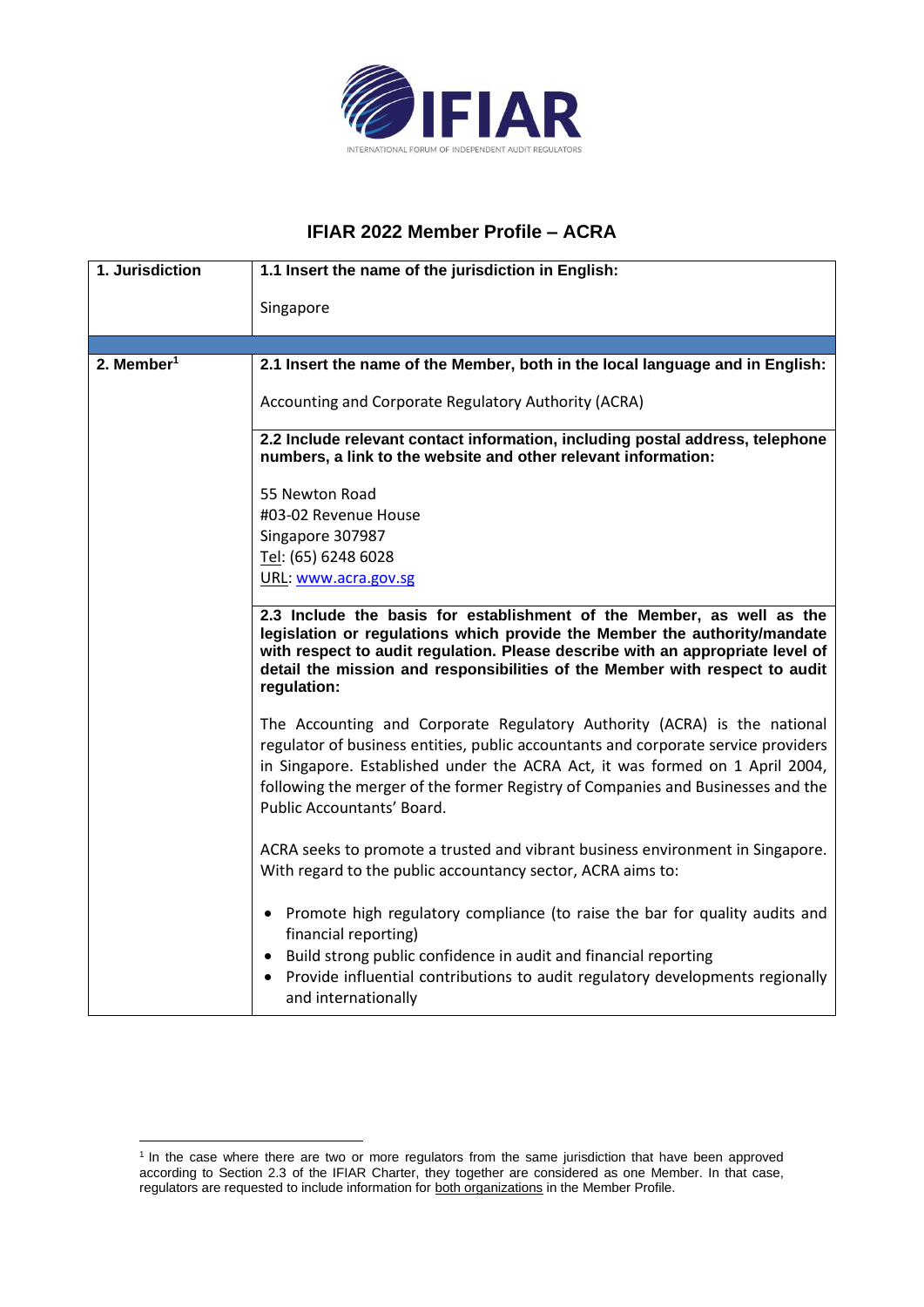# IFIAR 2022 Member Profile – ACRA

| 1. Jurisdiction | 1.1 Insert the name of the jurisdiction in English: |
|---|---|
| | Singapore |
| | |
| 2. Member[1] | **2.1 Insert the name of the Member, both in the local language and in English:** |
| | Accounting and Corporate Regulatory Authority (ACRA) |
| | **2.2 Include relevant contact information, including postal address, telephone numbers, a link to the website and other relevant information:** |
| | 55 Newton Road<br>#03-02 Revenue House<br>Singapore 307987<br>Tel: (65) 6248 6028<br>URL: www.acra.gov.sg |
| | **2.3 Include the basis for establishment of the Member, as well as the legislation or regulations which provide the Member the authority/mandate with respect to audit regulation. Please describe with an appropriate level of detail the mission and responsibilities of the Member with respect to audit regulation:** |
| | The Accounting and Corporate Regulatory Authority (ACRA) is the national regulator of business entities, public accountants and corporate service providers in Singapore. Established under the ACRA Act, it was formed on 1 April 2004, following the merger of the former Registry of Companies and Businesses and the Public Accountants' Board.<br><br>ACRA seeks to promote a trusted and vibrant business environment in Singapore. With regard to the public accountancy sector, ACRA aims to:<br><br>• Promote high regulatory compliance (to raise the bar for quality audits and financial reporting)<br>• Build strong public confidence in audit and financial reporting<br>• Provide influential contributions to audit regulatory developments regionally and internationally |

[1] In the case where there are two or more regulators from the same jurisdiction that have been approved according to Section 2.3 of the IFIAR Charter, they together are considered as one Member. In that case, regulators are requested to include information for both organizations in the Member Profile.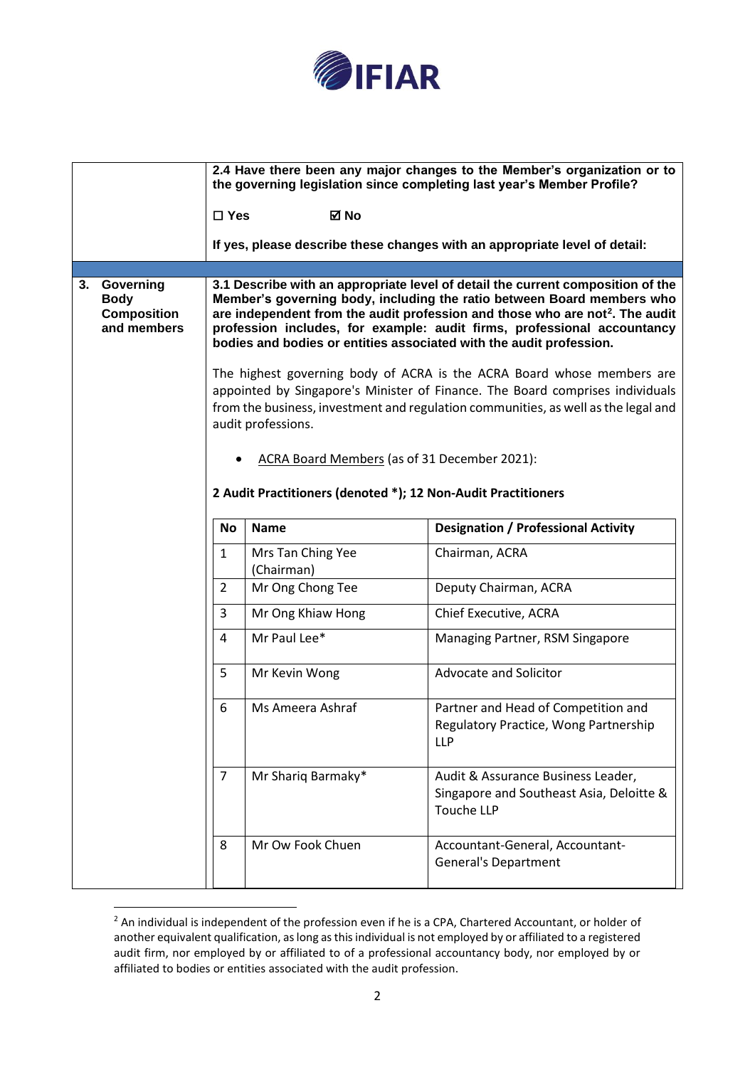**2.4 Have there been any major changes to the Member's organization or to the governing legislation since completing last year's Member Profile?**

☐ **Yes** ☑ **No**

**If yes, please describe these changes with an appropriate level of detail:**

## 3. Governing Body Composition and members

**3.1 Describe with an appropriate level of detail the current composition of the Member's governing body, including the ratio between Board members who are independent from the audit profession and those who are not[2]. The audit profession includes, for example: audit firms, professional accountancy bodies and bodies or entities associated with the audit profession.**

The highest governing body of ACRA is the ACRA Board whose members are appointed by Singapore's Minister of Finance. The Board comprises individuals from the business, investment and regulation communities, as well as the legal and audit professions.

- ACRA Board Members (as of 31 December 2021):

**2 Audit Practitioners (denoted *); 12 Non-Audit Practitioners**

| No | Name | Designation / Professional Activity |
|---|---|---|
| 1 | Mrs Tan Ching Yee (Chairman) | Chairman, ACRA |
| 2 | Mr Ong Chong Tee | Deputy Chairman, ACRA |
| 3 | Mr Ong Khiaw Hong | Chief Executive, ACRA |
| 4 | Mr Paul Lee* | Managing Partner, RSM Singapore |
| 5 | Mr Kevin Wong | Advocate and Solicitor |
| 6 | Ms Ameera Ashraf | Partner and Head of Competition and Regulatory Practice, Wong Partnership LLP |
| 7 | Mr Shariq Barmaky* | Audit & Assurance Business Leader, Singapore and Southeast Asia, Deloitte & Touche LLP |
| 8 | Mr Ow Fook Chuen | Accountant-General, Accountant-General's Department |

[2] An individual is independent of the profession even if he is a CPA, Chartered Accountant, or holder of another equivalent qualification, as long as this individual is not employed by or affiliated to a registered audit firm, nor employed by or affiliated to of a professional accountancy body, nor employed by or affiliated to bodies or entities associated with the audit profession.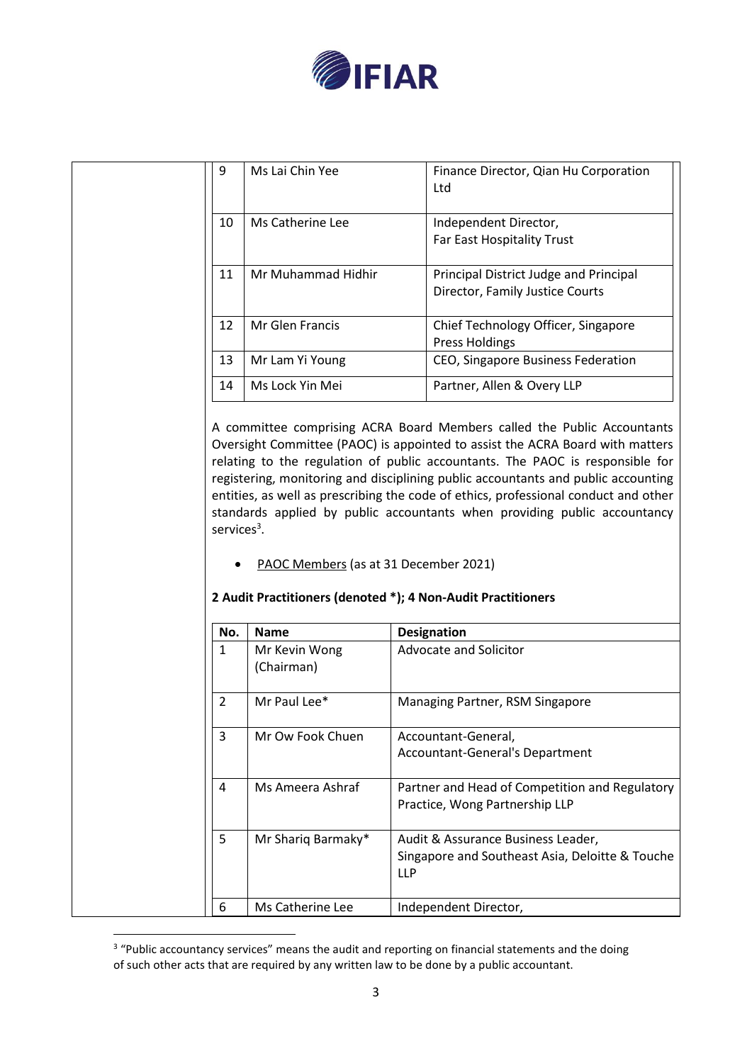| 9 | Ms Lai Chin Yee | Finance Director, Qian Hu Corporation Ltd |
|---|---|---|
| 10 | Ms Catherine Lee | Independent Director, Far East Hospitality Trust |
| 11 | Mr Muhammad Hidhir | Principal District Judge and Principal Director, Family Justice Courts |
| 12 | Mr Glen Francis | Chief Technology Officer, Singapore Press Holdings |
| 13 | Mr Lam Yi Young | CEO, Singapore Business Federation |
| 14 | Ms Lock Yin Mei | Partner, Allen & Overy LLP |

A committee comprising ACRA Board Members called the Public Accountants Oversight Committee (PAOC) is appointed to assist the ACRA Board with matters relating to the regulation of public accountants. The PAOC is responsible for registering, monitoring and disciplining public accountants and public accounting entities, as well as prescribing the code of ethics, professional conduct and other standards applied by public accountants when providing public accountancy services[3].

- PAOC Members (as at 31 December 2021)

**2 Audit Practitioners (denoted *); 4 Non-Audit Practitioners**

| No. | Name | Designation |
|---|---|---|
| 1 | Mr Kevin Wong (Chairman) | Advocate and Solicitor |
| 2 | Mr Paul Lee* | Managing Partner, RSM Singapore |
| 3 | Mr Ow Fook Chuen | Accountant-General, Accountant-General's Department |
| 4 | Ms Ameera Ashraf | Partner and Head of Competition and Regulatory Practice, Wong Partnership LLP |
| 5 | Mr Shariq Barmaky* | Audit & Assurance Business Leader, Singapore and Southeast Asia, Deloitte & Touche LLP |
| 6 | Ms Catherine Lee | Independent Director, |

[3] "Public accountancy services" means the audit and reporting on financial statements and the doing of such other acts that are required by any written law to be done by a public accountant.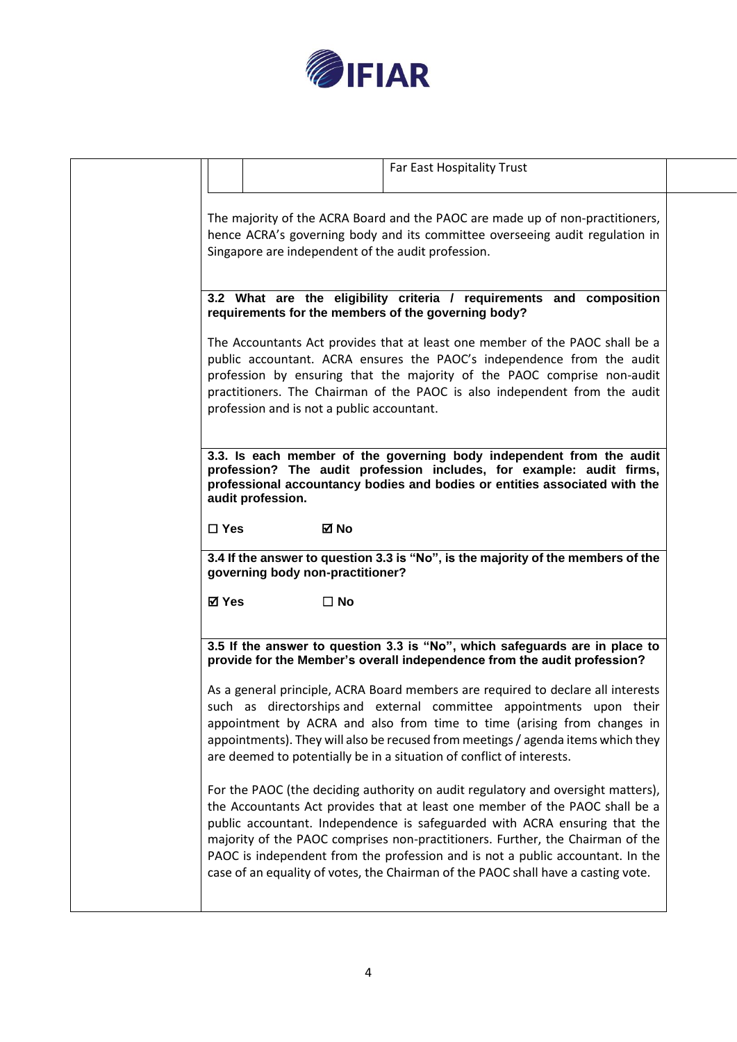| | | Far East Hospitality Trust |
|---|---|---|

The majority of the ACRA Board and the PAOC are made up of non-practitioners, hence ACRA's governing body and its committee overseeing audit regulation in Singapore are independent of the audit profession.

**3.2 What are the eligibility criteria / requirements and composition requirements for the members of the governing body?**

The Accountants Act provides that at least one member of the PAOC shall be a public accountant. ACRA ensures the PAOC's independence from the audit profession by ensuring that the majority of the PAOC comprise non-audit practitioners. The Chairman of the PAOC is also independent from the audit profession and is not a public accountant.

**3.3. Is each member of the governing body independent from the audit profession? The audit profession includes, for example: audit firms, professional accountancy bodies and bodies or entities associated with the audit profession.**

☐ **Yes** ☑ **No**

**3.4 If the answer to question 3.3 is "No", is the majority of the members of the governing body non-practitioner?**

☑ **Yes** ☐ **No**

**3.5 If the answer to question 3.3 is "No", which safeguards are in place to provide for the Member's overall independence from the audit profession?**

As a general principle, ACRA Board members are required to declare all interests such as directorships and external committee appointments upon their appointment by ACRA and also from time to time (arising from changes in appointments). They will also be recused from meetings / agenda items which they are deemed to potentially be in a situation of conflict of interests.

For the PAOC (the deciding authority on audit regulatory and oversight matters), the Accountants Act provides that at least one member of the PAOC shall be a public accountant. Independence is safeguarded with ACRA ensuring that the majority of the PAOC comprises non-practitioners. Further, the Chairman of the PAOC is independent from the profession and is not a public accountant. In the case of an equality of votes, the Chairman of the PAOC shall have a casting vote.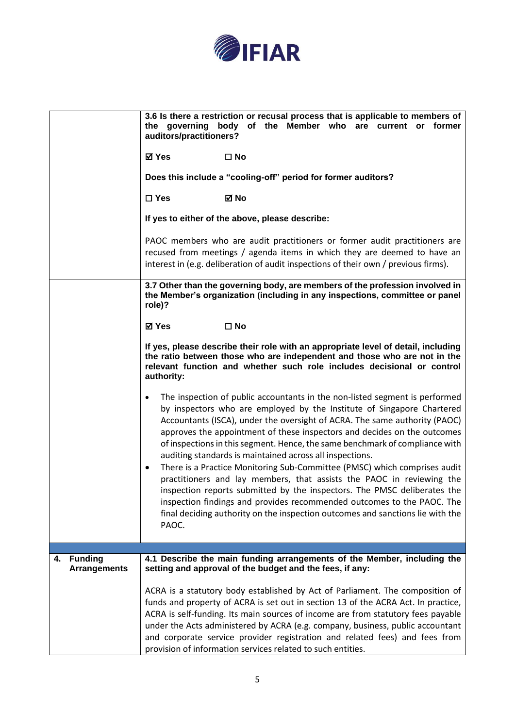| | |
|---|---|
| | **3.6 Is there a restriction or recusal process that is applicable to members of the governing body of the Member who are current or former auditors/practitioners?**<br><br>**☑ Yes ☐ No**<br><br>**Does this include a "cooling-off" period for former auditors?**<br><br>**☐ Yes ☑ No**<br><br>**If yes to either of the above, please describe:**<br><br>PAOC members who are audit practitioners or former audit practitioners are recused from meetings / agenda items in which they are deemed to have an interest in (e.g. deliberation of audit inspections of their own / previous firms). |
| | **3.7 Other than the governing body, are members of the profession involved in the Member's organization (including in any inspections, committee or panel role)?**<br><br>**☑ Yes ☐ No**<br><br>**If yes, please describe their role with an appropriate level of detail, including the ratio between those who are independent and those who are not in the relevant function and whether such role includes decisional or control authority:**<br><br>• The inspection of public accountants in the non-listed segment is performed by inspectors who are employed by the Institute of Singapore Chartered Accountants (ISCA), under the oversight of ACRA. The same authority (PAOC) approves the appointment of these inspectors and decides on the outcomes of inspections in this segment. Hence, the same benchmark of compliance with auditing standards is maintained across all inspections.<br>• There is a Practice Monitoring Sub-Committee (PMSC) which comprises audit practitioners and lay members, that assists the PAOC in reviewing the inspection reports submitted by the inspectors. The PMSC deliberates the inspection findings and provides recommended outcomes to the PAOC. The final deciding authority on the inspection outcomes and sanctions lie with the PAOC. |
| | |
| **4. Funding Arrangements** | **4.1 Describe the main funding arrangements of the Member, including the setting and approval of the budget and the fees, if any:**<br><br>ACRA is a statutory body established by Act of Parliament. The composition of funds and property of ACRA is set out in section 13 of the ACRA Act. In practice, ACRA is self-funding. Its main sources of income are from statutory fees payable under the Acts administered by ACRA (e.g. company, business, public accountant and corporate service provider registration and related fees) and fees from provision of information services related to such entities. |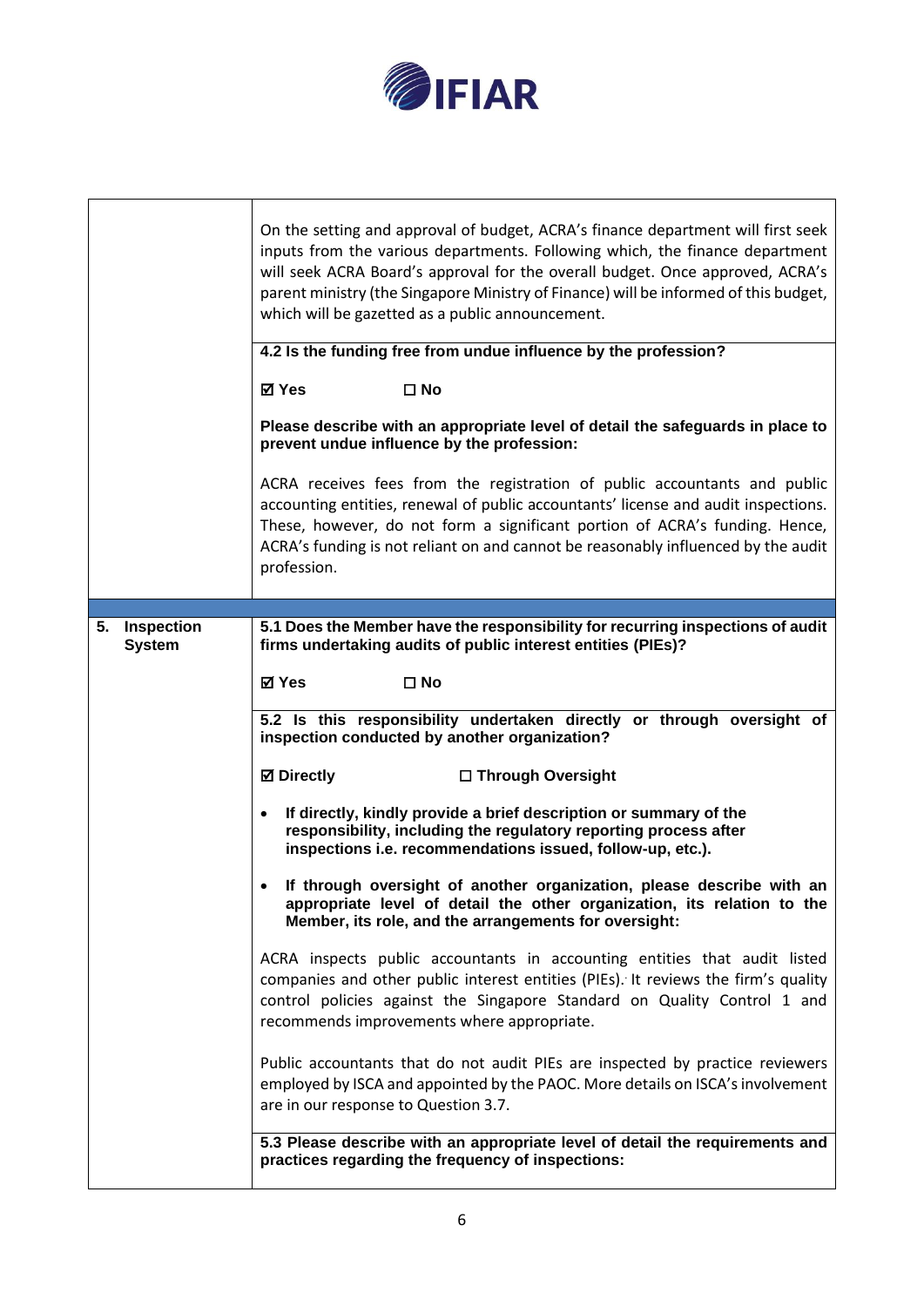| | |
|---|---|
| | On the setting and approval of budget, ACRA's finance department will first seek inputs from the various departments. Following which, the finance department will seek ACRA Board's approval for the overall budget. Once approved, ACRA's parent ministry (the Singapore Ministry of Finance) will be informed of this budget, which will be gazetted as a public announcement. |
| | **4.2 Is the funding free from undue influence by the profession?**<br><br>**☑ Yes ☐ No**<br><br>**Please describe with an appropriate level of detail the safeguards in place to prevent undue influence by the profession:**<br><br>ACRA receives fees from the registration of public accountants and public accounting entities, renewal of public accountants' license and audit inspections. These, however, do not form a significant portion of ACRA's funding. Hence, ACRA's funding is not reliant on and cannot be reasonably influenced by the audit profession. |
| | |
| **5. Inspection System** | **5.1 Does the Member have the responsibility for recurring inspections of audit firms undertaking audits of public interest entities (PIEs)?**<br><br>**☑ Yes ☐ No** |
| | **5.2 Is this responsibility undertaken directly or through oversight of inspection conducted by another organization?**<br><br>**☑ Directly ☐ Through Oversight**<br><br>• **If directly, kindly provide a brief description or summary of the responsibility, including the regulatory reporting process after inspections i.e. recommendations issued, follow-up, etc.).**<br><br>• **If through oversight of another organization, please describe with an appropriate level of detail the other organization, its relation to the Member, its role, and the arrangements for oversight:**<br><br>ACRA inspects public accountants in accounting entities that audit listed companies and other public interest entities (PIEs). It reviews the firm's quality control policies against the Singapore Standard on Quality Control 1 and recommends improvements where appropriate.<br><br>Public accountants that do not audit PIEs are inspected by practice reviewers employed by ISCA and appointed by the PAOC. More details on ISCA's involvement are in our response to Question 3.7. |
| | **5.3 Please describe with an appropriate level of detail the requirements and practices regarding the frequency of inspections:** |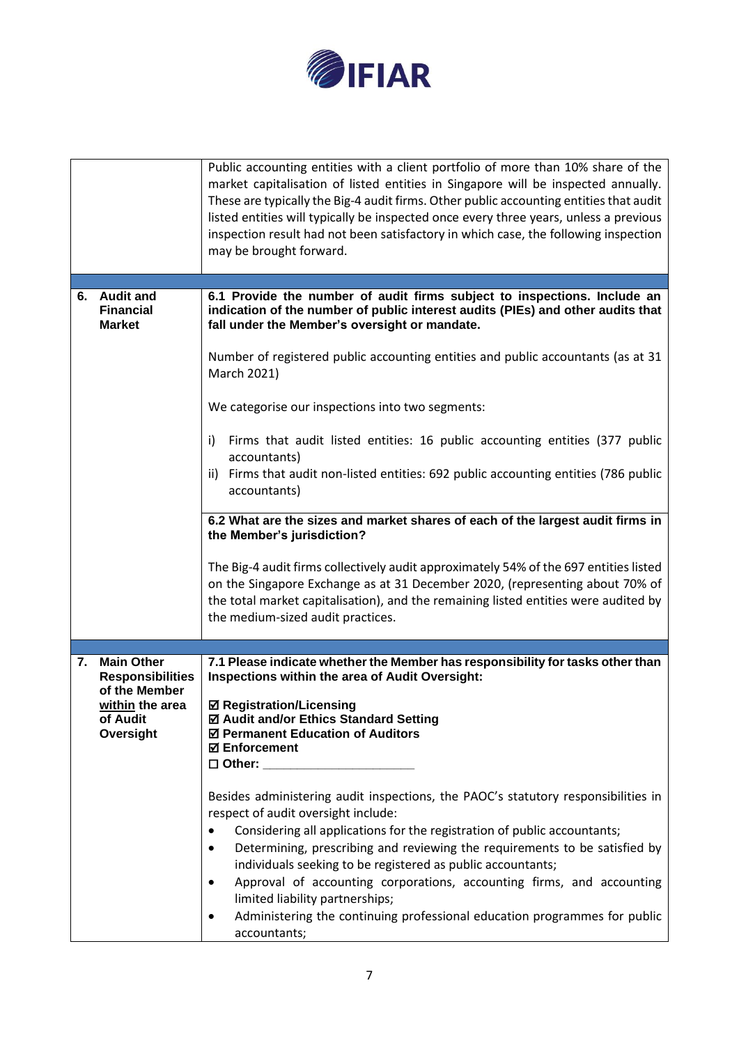| | |
|---|---|
| | Public accounting entities with a client portfolio of more than 10% share of the market capitalisation of listed entities in Singapore will be inspected annually. These are typically the Big-4 audit firms. Other public accounting entities that audit listed entities will typically be inspected once every three years, unless a previous inspection result had not been satisfactory in which case, the following inspection may be brought forward. |
| | |
| **6. Audit and Financial Market** | **6.1 Provide the number of audit firms subject to inspections. Include an indication of the number of public interest audits (PIEs) and other audits that fall under the Member's oversight or mandate.**<br><br>Number of registered public accounting entities and public accountants (as at 31 March 2021)<br><br>We categorise our inspections into two segments:<br><br>i) Firms that audit listed entities: 16 public accounting entities (377 public accountants)<br>ii) Firms that audit non-listed entities: 692 public accounting entities (786 public accountants) |
| | **6.2 What are the sizes and market shares of each of the largest audit firms in the Member's jurisdiction?**<br><br>The Big-4 audit firms collectively audit approximately 54% of the 697 entities listed on the Singapore Exchange as at 31 December 2020, (representing about 70% of the total market capitalisation), and the remaining listed entities were audited by the medium-sized audit practices. |
| | |
| **7. Main Other Responsibilities of the Member <u>within</u> the area of Audit Oversight** | **7.1 Please indicate whether the Member has responsibility for tasks other than Inspections within the area of Audit Oversight:**<br><br>☑ **Registration/Licensing**<br>☑ **Audit and/or Ethics Standard Setting**<br>☑ **Permanent Education of Auditors**<br>☑ **Enforcement**<br>☐ **Other: ____________________**<br><br>Besides administering audit inspections, the PAOC's statutory responsibilities in respect of audit oversight include:<br>• Considering all applications for the registration of public accountants;<br>• Determining, prescribing and reviewing the requirements to be satisfied by individuals seeking to be registered as public accountants;<br>• Approval of accounting corporations, accounting firms, and accounting limited liability partnerships;<br>• Administering the continuing professional education programmes for public accountants; |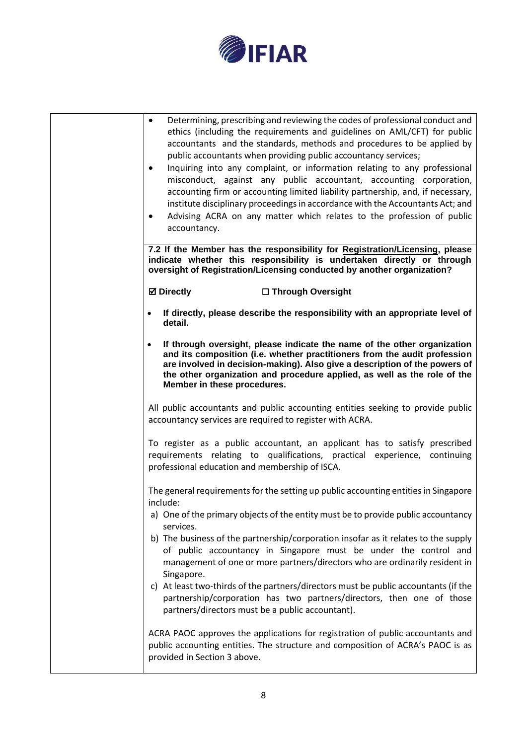|  |  |
|---|---|
|  | • Determining, prescribing and reviewing the codes of professional conduct and ethics (including the requirements and guidelines on AML/CFT) for public accountants and the standards, methods and procedures to be applied by public accountants when providing public accountancy services;<br>• Inquiring into any complaint, or information relating to any professional misconduct, against any public accountant, accounting corporation, accounting firm or accounting limited liability partnership, and, if necessary, institute disciplinary proceedings in accordance with the Accountants Act; and<br>• Advising ACRA on any matter which relates to the profession of public accountancy. |
|  | **7.2 If the Member has the responsibility for Registration/Licensing, please indicate whether this responsibility is undertaken directly or through oversight of Registration/Licensing conducted by another organization?**<br><br>**☑ Directly ☐ Through Oversight**<br><br>• **If directly, please describe the responsibility with an appropriate level of detail.**<br>• **If through oversight, please indicate the name of the other organization and its composition (i.e. whether practitioners from the audit profession are involved in decision-making). Also give a description of the powers of the other organization and procedure applied, as well as the role of the Member in these procedures.**<br><br>All public accountants and public accounting entities seeking to provide public accountancy services are required to register with ACRA.<br><br>To register as a public accountant, an applicant has to satisfy prescribed requirements relating to qualifications, practical experience, continuing professional education and membership of ISCA.<br><br>The general requirements for the setting up public accounting entities in Singapore include:<br>a) One of the primary objects of the entity must be to provide public accountancy services.<br>b) The business of the partnership/corporation insofar as it relates to the supply of public accountancy in Singapore must be under the control and management of one or more partners/directors who are ordinarily resident in Singapore.<br>c) At least two-thirds of the partners/directors must be public accountants (if the partnership/corporation has two partners/directors, then one of those partners/directors must be a public accountant).<br><br>ACRA PAOC approves the applications for registration of public accountants and public accounting entities. The structure and composition of ACRA's PAOC is as provided in Section 3 above. |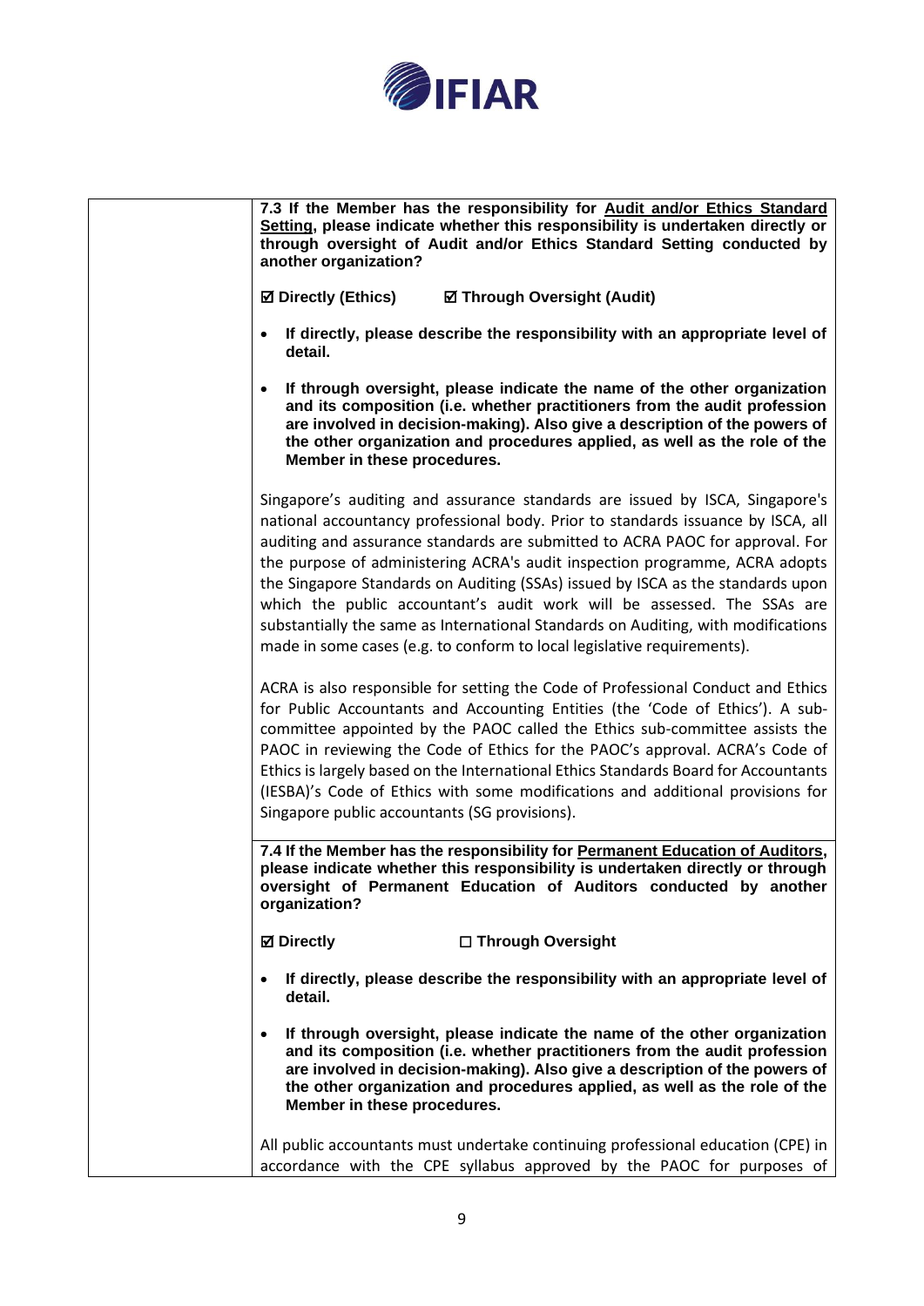| | **7.3 If the Member has the responsibility for Audit and/or Ethics Standard Setting, please indicate whether this responsibility is undertaken directly or through oversight of Audit and/or Ethics Standard Setting conducted by another organization?**<br><br>**☑ Directly (Ethics)** **☑ Through Oversight (Audit)**<br><br>• **If directly, please describe the responsibility with an appropriate level of detail.**<br><br>• **If through oversight, please indicate the name of the other organization and its composition (i.e. whether practitioners from the audit profession are involved in decision-making). Also give a description of the powers of the other organization and procedures applied, as well as the role of the Member in these procedures.**<br><br>Singapore's auditing and assurance standards are issued by ISCA, Singapore's national accountancy professional body. Prior to standards issuance by ISCA, all auditing and assurance standards are submitted to ACRA PAOC for approval. For the purpose of administering ACRA's audit inspection programme, ACRA adopts the Singapore Standards on Auditing (SSAs) issued by ISCA as the standards upon which the public accountant's audit work will be assessed. The SSAs are substantially the same as International Standards on Auditing, with modifications made in some cases (e.g. to conform to local legislative requirements).<br><br>ACRA is also responsible for setting the Code of Professional Conduct and Ethics for Public Accountants and Accounting Entities (the 'Code of Ethics'). A sub-committee appointed by the PAOC called the Ethics sub-committee assists the PAOC in reviewing the Code of Ethics for the PAOC's approval. ACRA's Code of Ethics is largely based on the International Ethics Standards Board for Accountants (IESBA)'s Code of Ethics with some modifications and additional provisions for Singapore public accountants (SG provisions). |
|---|---|
| | **7.4 If the Member has the responsibility for Permanent Education of Auditors, please indicate whether this responsibility is undertaken directly or through oversight of Permanent Education of Auditors conducted by another organization?**<br><br>**☑ Directly** **☐ Through Oversight**<br><br>• **If directly, please describe the responsibility with an appropriate level of detail.**<br><br>• **If through oversight, please indicate the name of the other organization and its composition (i.e. whether practitioners from the audit profession are involved in decision-making). Also give a description of the powers of the other organization and procedures applied, as well as the role of the Member in these procedures.**<br><br>All public accountants must undertake continuing professional education (CPE) in accordance with the CPE syllabus approved by the PAOC for purposes of |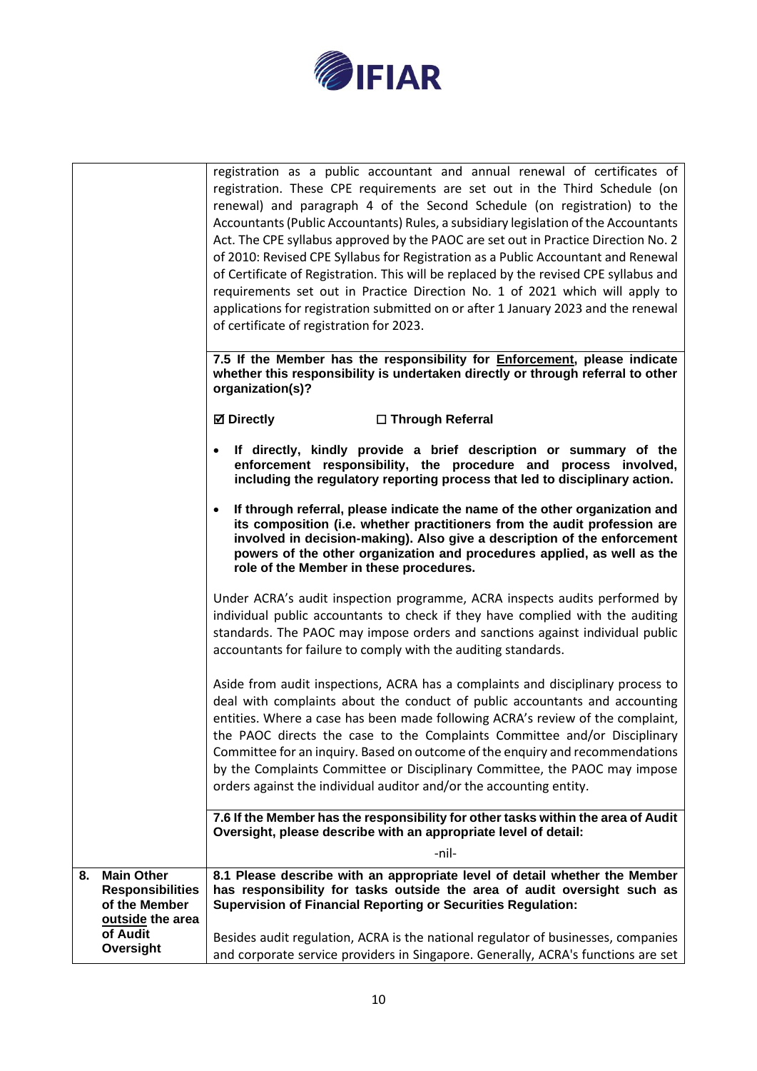| | |
|---|---|
| | registration as a public accountant and annual renewal of certificates of registration. These CPE requirements are set out in the Third Schedule (on renewal) and paragraph 4 of the Second Schedule (on registration) to the Accountants (Public Accountants) Rules, a subsidiary legislation of the Accountants Act. The CPE syllabus approved by the PAOC are set out in Practice Direction No. 2 of 2010: Revised CPE Syllabus for Registration as a Public Accountant and Renewal of Certificate of Registration. This will be replaced by the revised CPE syllabus and requirements set out in Practice Direction No. 1 of 2021 which will apply to applications for registration submitted on or after 1 January 2023 and the renewal of certificate of registration for 2023.<br><br>**7.5 If the Member has the responsibility for <u>Enforcement</u>, please indicate whether this responsibility is undertaken directly or through referral to other organization(s)?**<br><br>**☑ Directly** **☐ Through Referral**<br><br>• **If directly, kindly provide a brief description or summary of the enforcement responsibility, the procedure and process involved, including the regulatory reporting process that led to disciplinary action.**<br><br>• **If through referral, please indicate the name of the other organization and its composition (i.e. whether practitioners from the audit profession are involved in decision-making). Also give a description of the enforcement powers of the other organization and procedures applied, as well as the role of the Member in these procedures.**<br><br>Under ACRA's audit inspection programme, ACRA inspects audits performed by individual public accountants to check if they have complied with the auditing standards. The PAOC may impose orders and sanctions against individual public accountants for failure to comply with the auditing standards.<br><br>Aside from audit inspections, ACRA has a complaints and disciplinary process to deal with complaints about the conduct of public accountants and accounting entities. Where a case has been made following ACRA's review of the complaint, the PAOC directs the case to the Complaints Committee and/or Disciplinary Committee for an inquiry. Based on outcome of the enquiry and recommendations by the Complaints Committee or Disciplinary Committee, the PAOC may impose orders against the individual auditor and/or the accounting entity.<br><br>**7.6 If the Member has the responsibility for other tasks within the area of Audit Oversight, please describe with an appropriate level of detail:**<br><br>-nil- |
| **8. Main Other Responsibilities of the Member <u>outside</u> the area of Audit Oversight** | **8.1 Please describe with an appropriate level of detail whether the Member has responsibility for tasks outside the area of audit oversight such as Supervision of Financial Reporting or Securities Regulation:**<br><br>Besides audit regulation, ACRA is the national regulator of businesses, companies and corporate service providers in Singapore. Generally, ACRA's functions are set |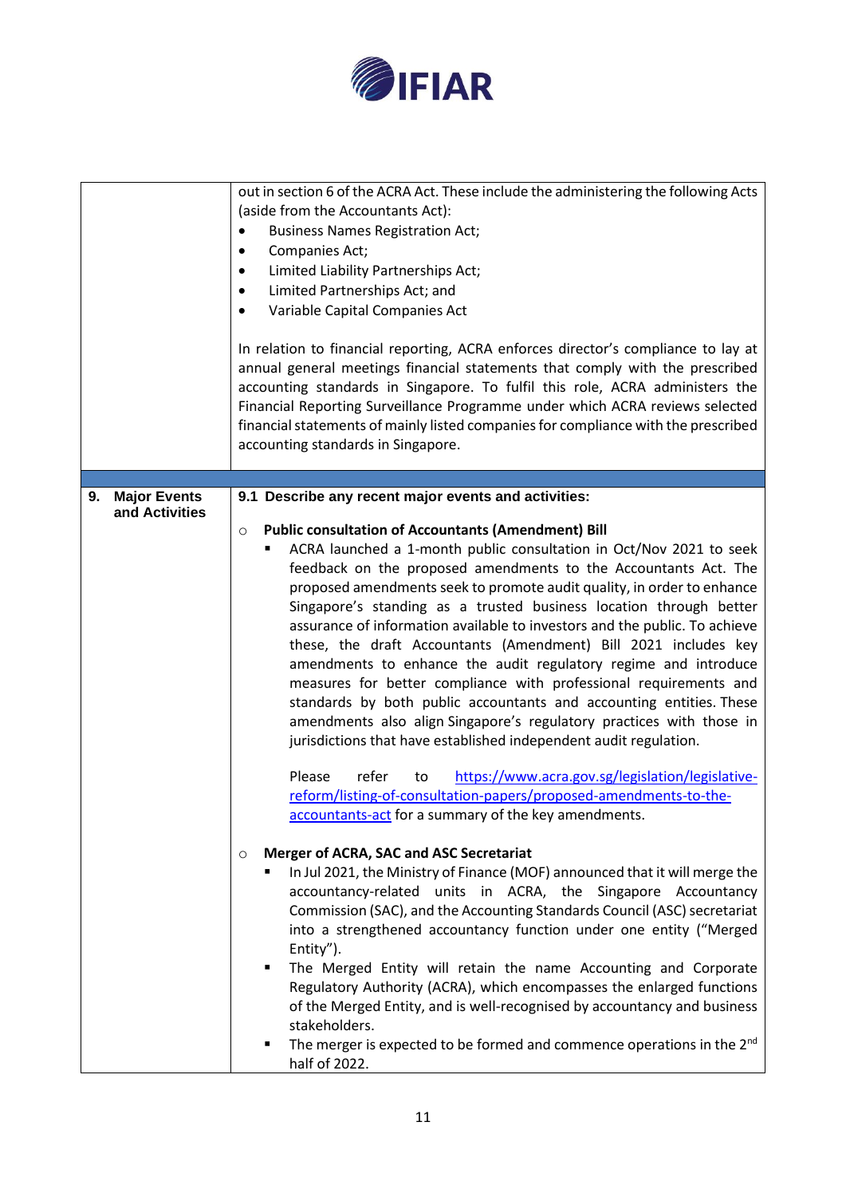| | |
|---|---|
| | out in section 6 of the ACRA Act. These include the administering the following Acts (aside from the Accountants Act):<br>• Business Names Registration Act;<br>• Companies Act;<br>• Limited Liability Partnerships Act;<br>• Limited Partnerships Act; and<br>• Variable Capital Companies Act<br><br>In relation to financial reporting, ACRA enforces director's compliance to lay at annual general meetings financial statements that comply with the prescribed accounting standards in Singapore. To fulfil this role, ACRA administers the Financial Reporting Surveillance Programme under which ACRA reviews selected financial statements of mainly listed companies for compliance with the prescribed accounting standards in Singapore. |
| | |
| **9. Major Events and Activities** | **9.1 Describe any recent major events and activities:**<br><br>○ **Public consultation of Accountants (Amendment) Bill**<br>▪ ACRA launched a 1-month public consultation in Oct/Nov 2021 to seek feedback on the proposed amendments to the Accountants Act. The proposed amendments seek to promote audit quality, in order to enhance Singapore's standing as a trusted business location through better assurance of information available to investors and the public. To achieve these, the draft Accountants (Amendment) Bill 2021 includes key amendments to enhance the audit regulatory regime and introduce measures for better compliance with professional requirements and standards by both public accountants and accounting entities. These amendments also align Singapore's regulatory practices with those in jurisdictions that have established independent audit regulation.<br><br>Please refer to https://www.acra.gov.sg/legislation/legislative-reform/listing-of-consultation-papers/proposed-amendments-to-the-accountants-act for a summary of the key amendments.<br><br>○ **Merger of ACRA, SAC and ASC Secretariat**<br>▪ In Jul 2021, the Ministry of Finance (MOF) announced that it will merge the accountancy-related units in ACRA, the Singapore Accountancy Commission (SAC), and the Accounting Standards Council (ASC) secretariat into a strengthened accountancy function under one entity ("Merged Entity").<br>▪ The Merged Entity will retain the name Accounting and Corporate Regulatory Authority (ACRA), which encompasses the enlarged functions of the Merged Entity, and is well-recognised by accountancy and business stakeholders.<br>▪ The merger is expected to be formed and commence operations in the 2nd half of 2022. |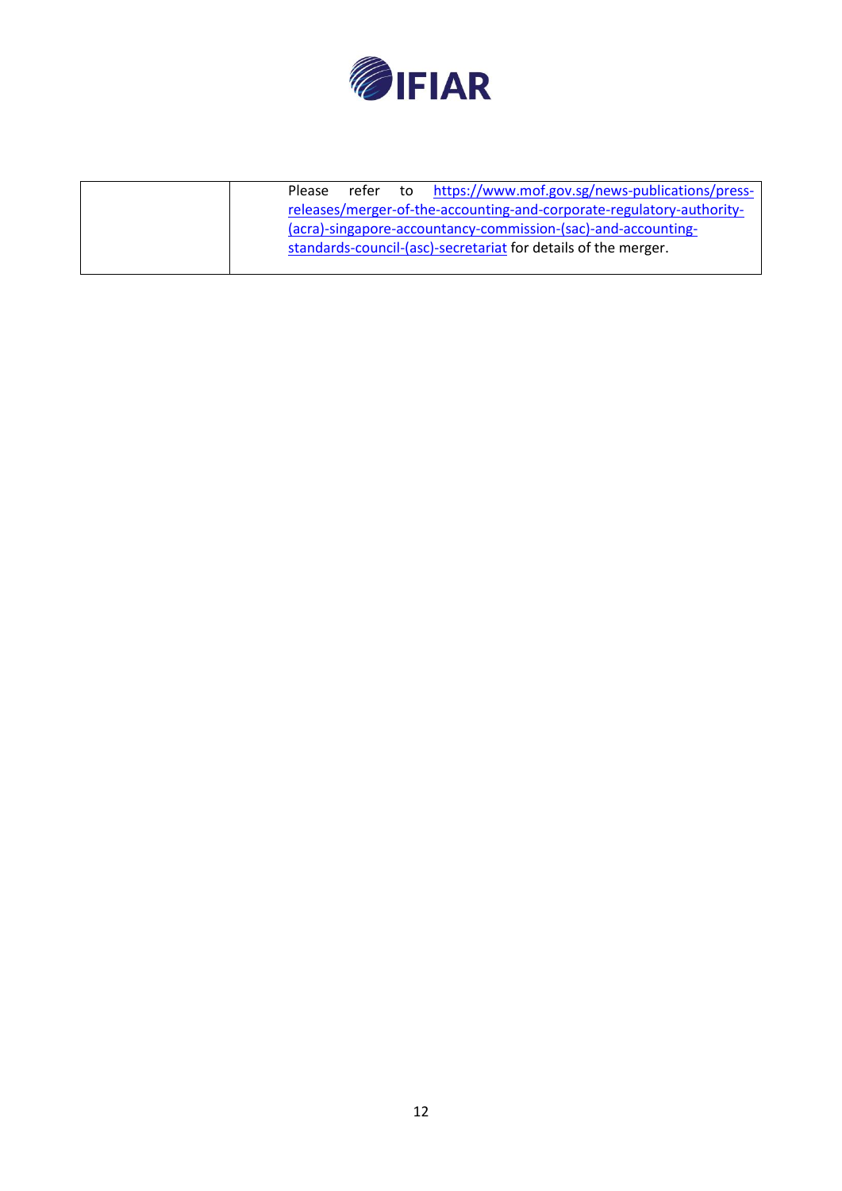| | |
|---|---|
| | Please refer to [https://www.mof.gov.sg/news-publications/press-releases/merger-of-the-accounting-and-corporate-regulatory-authority-(acra)-singapore-accountancy-commission-(sac)-and-accounting-standards-council-(asc)-secretariat](https://www.mof.gov.sg/news-publications/press-releases/merger-of-the-accounting-and-corporate-regulatory-authority-(acra)-singapore-accountancy-commission-(sac)-and-accounting-standards-council-(asc)-secretariat) for details of the merger. |